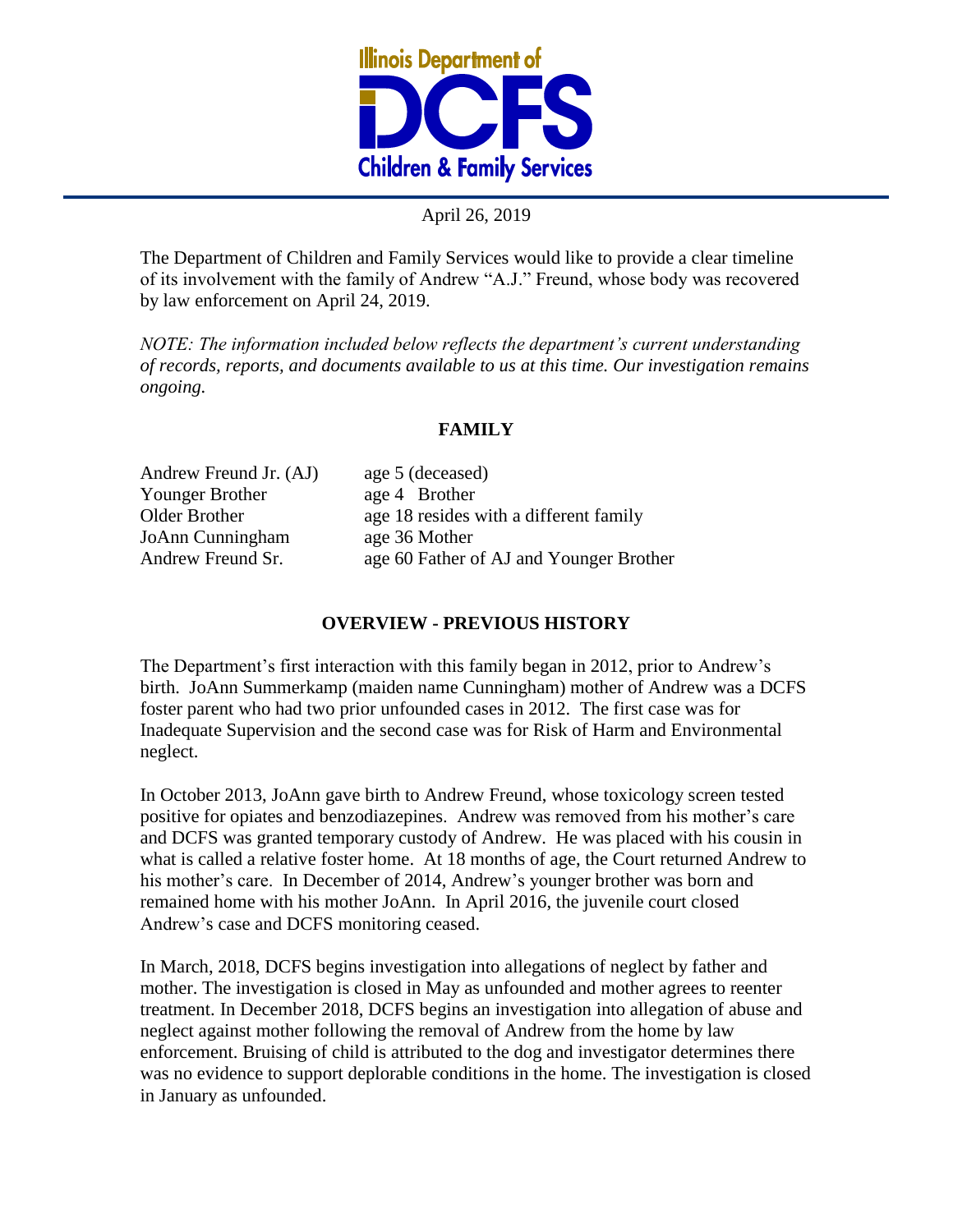Illinois Department of DCFS Children & Family Services

April 26, 2019

The Department of Children and Family Services would like to provide a clear timeline of its involvement with the family of Andrew "A.J." Freund, whose body was recovered by law enforcement on April 24, 2019.

*NOTE: The information included below reflects the department's current understanding of records, reports, and documents available to us at this time. Our investigation remains ongoing.*

## FAMILY

| | |
|---|---|
| Andrew Freund Jr. (AJ) | age 5 (deceased) |
| Younger Brother | age 4 Brother |
| Older Brother | age 18 resides with a different family |
| JoAnn Cunningham | age 36 Mother |
| Andrew Freund Sr. | age 60 Father of AJ and Younger Brother |

## OVERVIEW - PREVIOUS HISTORY

The Department's first interaction with this family began in 2012, prior to Andrew's birth. JoAnn Summerkamp (maiden name Cunningham) mother of Andrew was a DCFS foster parent who had two prior unfounded cases in 2012. The first case was for Inadequate Supervision and the second case was for Risk of Harm and Environmental neglect.

In October 2013, JoAnn gave birth to Andrew Freund, whose toxicology screen tested positive for opiates and benzodiazepines. Andrew was removed from his mother's care and DCFS was granted temporary custody of Andrew. He was placed with his cousin in what is called a relative foster home. At 18 months of age, the Court returned Andrew to his mother's care. In December of 2014, Andrew's younger brother was born and remained home with his mother JoAnn. In April 2016, the juvenile court closed Andrew's case and DCFS monitoring ceased.

In March, 2018, DCFS begins investigation into allegations of neglect by father and mother. The investigation is closed in May as unfounded and mother agrees to reenter treatment. In December 2018, DCFS begins an investigation into allegation of abuse and neglect against mother following the removal of Andrew from the home by law enforcement. Bruising of child is attributed to the dog and investigator determines there was no evidence to support deplorable conditions in the home. The investigation is closed in January as unfounded.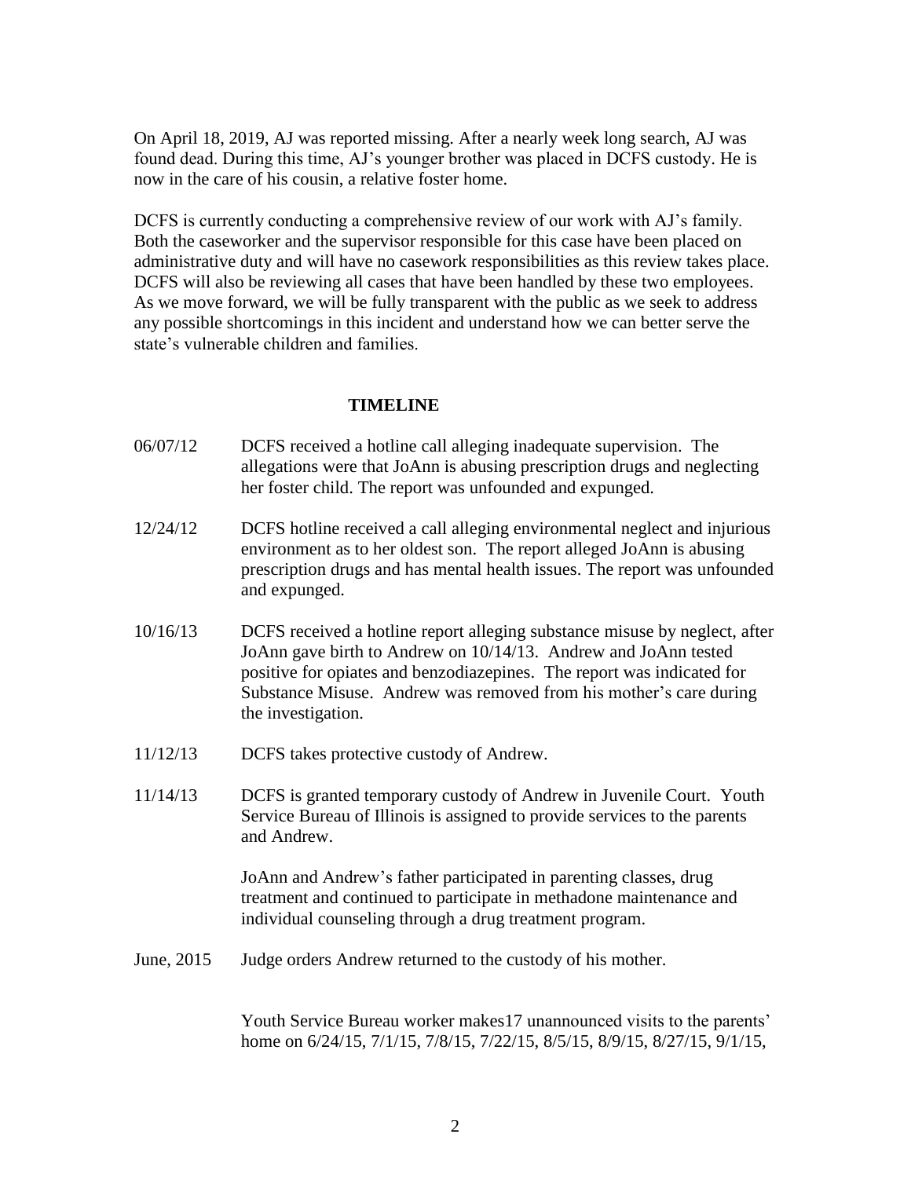On April 18, 2019, AJ was reported missing. After a nearly week long search, AJ was found dead. During this time, AJ's younger brother was placed in DCFS custody. He is now in the care of his cousin, a relative foster home.

DCFS is currently conducting a comprehensive review of our work with AJ's family. Both the caseworker and the supervisor responsible for this case have been placed on administrative duty and will have no casework responsibilities as this review takes place. DCFS will also be reviewing all cases that have been handled by these two employees. As we move forward, we will be fully transparent with the public as we seek to address any possible shortcomings in this incident and understand how we can better serve the state's vulnerable children and families.

## TIMELINE

06/07/12 DCFS received a hotline call alleging inadequate supervision. The allegations were that JoAnn is abusing prescription drugs and neglecting her foster child. The report was unfounded and expunged.

12/24/12 DCFS hotline received a call alleging environmental neglect and injurious environment as to her oldest son. The report alleged JoAnn is abusing prescription drugs and has mental health issues. The report was unfounded and expunged.

10/16/13 DCFS received a hotline report alleging substance misuse by neglect, after JoAnn gave birth to Andrew on 10/14/13. Andrew and JoAnn tested positive for opiates and benzodiazepines. The report was indicated for Substance Misuse. Andrew was removed from his mother's care during the investigation.

11/12/13 DCFS takes protective custody of Andrew.

11/14/13 DCFS is granted temporary custody of Andrew in Juvenile Court. Youth Service Bureau of Illinois is assigned to provide services to the parents and Andrew.

JoAnn and Andrew's father participated in parenting classes, drug treatment and continued to participate in methadone maintenance and individual counseling through a drug treatment program.

June, 2015 Judge orders Andrew returned to the custody of his mother.

Youth Service Bureau worker makes17 unannounced visits to the parents' home on 6/24/15, 7/1/15, 7/8/15, 7/22/15, 8/5/15, 8/9/15, 8/27/15, 9/1/15,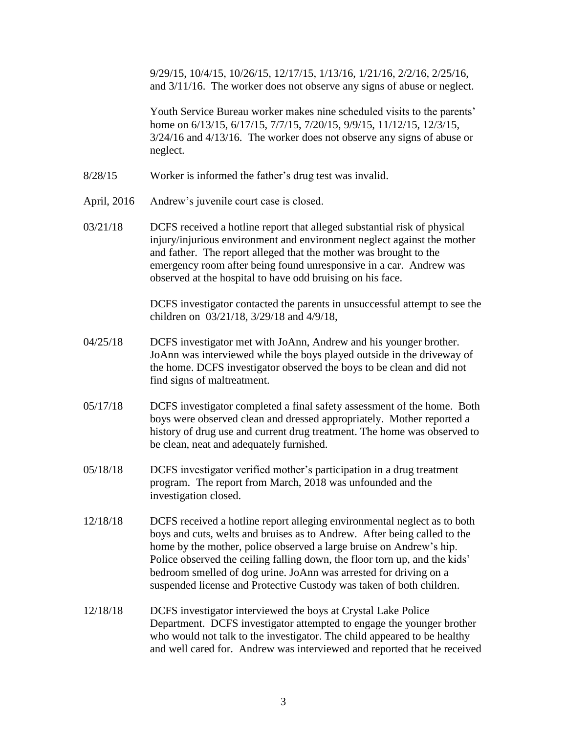9/29/15, 10/4/15, 10/26/15, 12/17/15, 1/13/16, 1/21/16, 2/2/16, 2/25/16, and 3/11/16. The worker does not observe any signs of abuse or neglect.

Youth Service Bureau worker makes nine scheduled visits to the parents' home on 6/13/15, 6/17/15, 7/7/15, 7/20/15, 9/9/15, 11/12/15, 12/3/15, 3/24/16 and 4/13/16. The worker does not observe any signs of abuse or neglect.

8/28/15 Worker is informed the father's drug test was invalid.

April, 2016 Andrew's juvenile court case is closed.

03/21/18 DCFS received a hotline report that alleged substantial risk of physical injury/injurious environment and environment neglect against the mother and father. The report alleged that the mother was brought to the emergency room after being found unresponsive in a car. Andrew was observed at the hospital to have odd bruising on his face.

DCFS investigator contacted the parents in unsuccessful attempt to see the children on 03/21/18, 3/29/18 and 4/9/18,

04/25/18 DCFS investigator met with JoAnn, Andrew and his younger brother. JoAnn was interviewed while the boys played outside in the driveway of the home. DCFS investigator observed the boys to be clean and did not find signs of maltreatment.

05/17/18 DCFS investigator completed a final safety assessment of the home. Both boys were observed clean and dressed appropriately. Mother reported a history of drug use and current drug treatment. The home was observed to be clean, neat and adequately furnished.

05/18/18 DCFS investigator verified mother's participation in a drug treatment program. The report from March, 2018 was unfounded and the investigation closed.

12/18/18 DCFS received a hotline report alleging environmental neglect as to both boys and cuts, welts and bruises as to Andrew. After being called to the home by the mother, police observed a large bruise on Andrew's hip. Police observed the ceiling falling down, the floor torn up, and the kids' bedroom smelled of dog urine. JoAnn was arrested for driving on a suspended license and Protective Custody was taken of both children.

12/18/18 DCFS investigator interviewed the boys at Crystal Lake Police Department. DCFS investigator attempted to engage the younger brother who would not talk to the investigator. The child appeared to be healthy and well cared for. Andrew was interviewed and reported that he received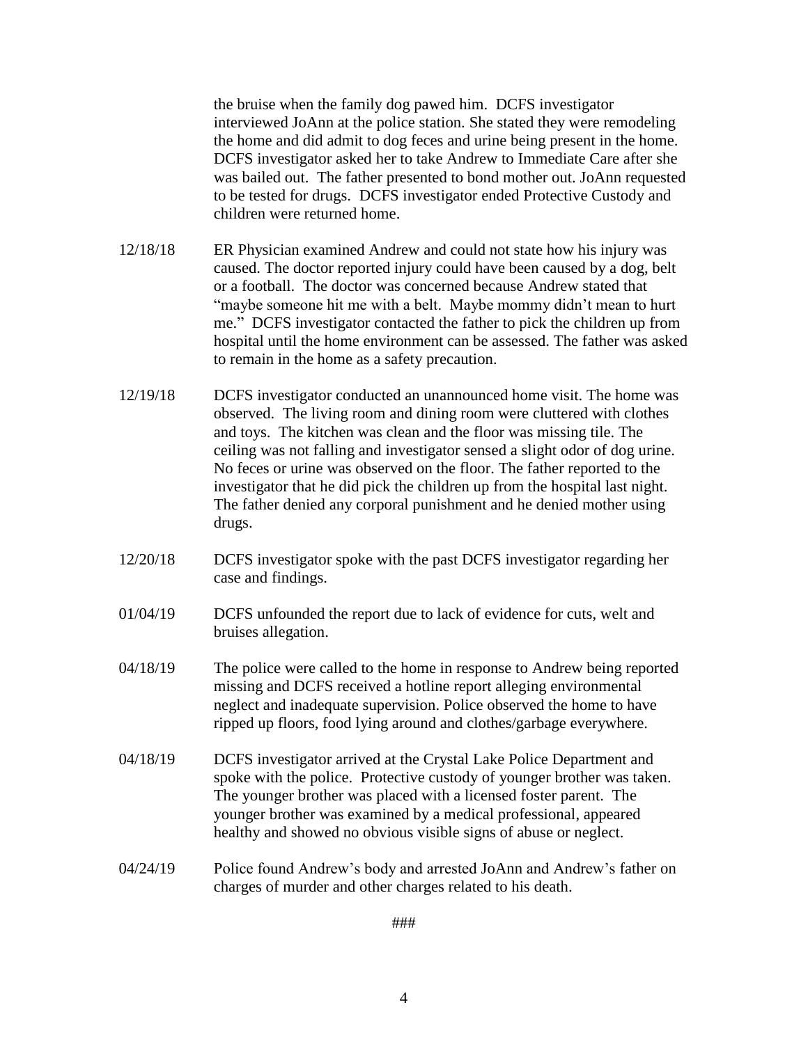the bruise when the family dog pawed him. DCFS investigator interviewed JoAnn at the police station. She stated they were remodeling the home and did admit to dog feces and urine being present in the home. DCFS investigator asked her to take Andrew to Immediate Care after she was bailed out. The father presented to bond mother out. JoAnn requested to be tested for drugs. DCFS investigator ended Protective Custody and children were returned home.

12/18/18 ER Physician examined Andrew and could not state how his injury was caused. The doctor reported injury could have been caused by a dog, belt or a football. The doctor was concerned because Andrew stated that "maybe someone hit me with a belt. Maybe mommy didn't mean to hurt me." DCFS investigator contacted the father to pick the children up from hospital until the home environment can be assessed. The father was asked to remain in the home as a safety precaution.

12/19/18 DCFS investigator conducted an unannounced home visit. The home was observed. The living room and dining room were cluttered with clothes and toys. The kitchen was clean and the floor was missing tile. The ceiling was not falling and investigator sensed a slight odor of dog urine. No feces or urine was observed on the floor. The father reported to the investigator that he did pick the children up from the hospital last night. The father denied any corporal punishment and he denied mother using drugs.

12/20/18 DCFS investigator spoke with the past DCFS investigator regarding her case and findings.

01/04/19 DCFS unfounded the report due to lack of evidence for cuts, welt and bruises allegation.

04/18/19 The police were called to the home in response to Andrew being reported missing and DCFS received a hotline report alleging environmental neglect and inadequate supervision. Police observed the home to have ripped up floors, food lying around and clothes/garbage everywhere.

04/18/19 DCFS investigator arrived at the Crystal Lake Police Department and spoke with the police. Protective custody of younger brother was taken. The younger brother was placed with a licensed foster parent. The younger brother was examined by a medical professional, appeared healthy and showed no obvious visible signs of abuse or neglect.

04/24/19 Police found Andrew's body and arrested JoAnn and Andrew's father on charges of murder and other charges related to his death.

###